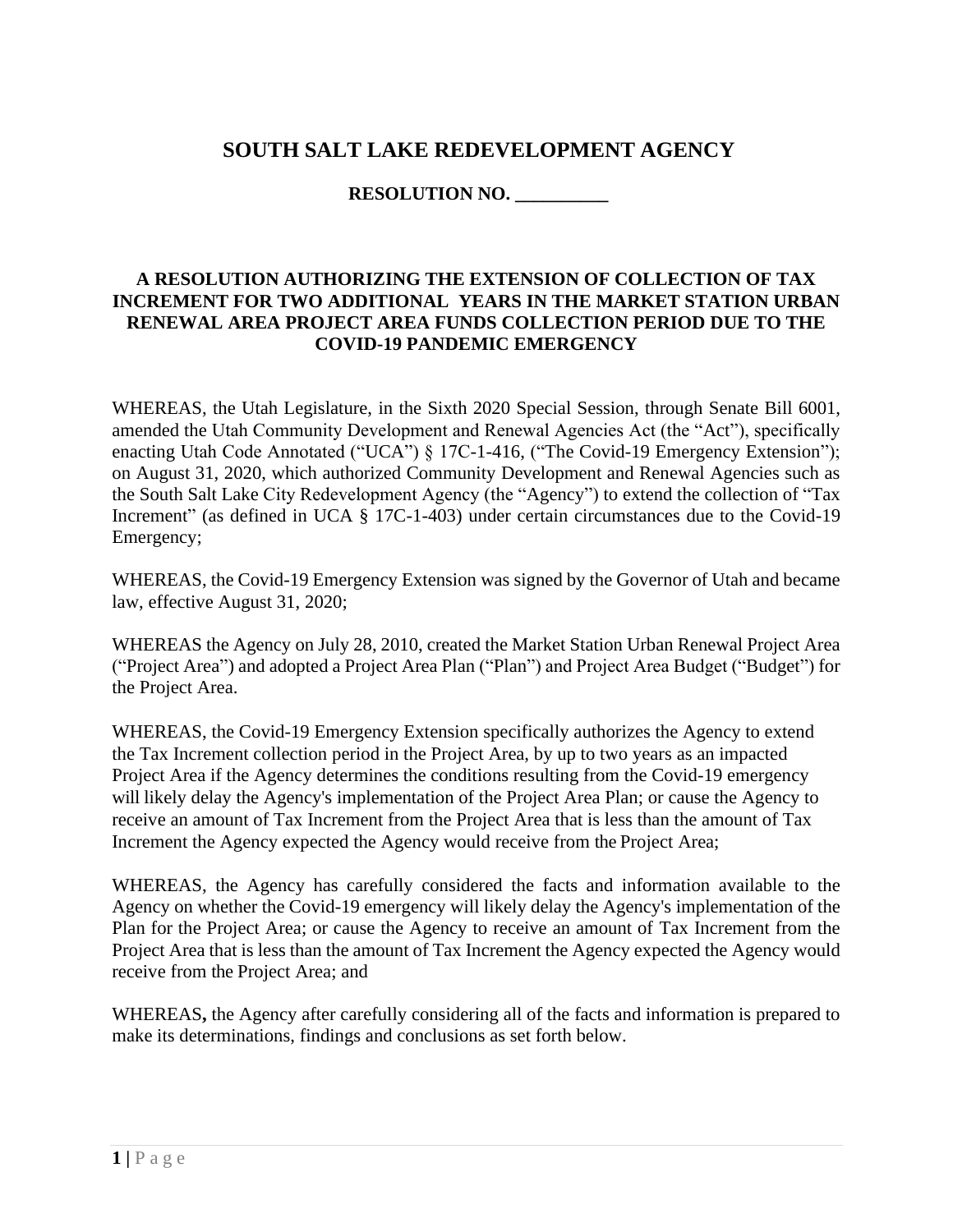# SOUTH SALT LAKE REDEVELOPMENT AGENCY

**RESOLUTION NO. __________**

**A RESOLUTION AUTHORIZING THE EXTENSION OF COLLECTION OF TAX INCREMENT FOR TWO ADDITIONAL YEARS IN THE MARKET STATION URBAN RENEWAL AREA PROJECT AREA FUNDS COLLECTION PERIOD DUE TO THE COVID-19 PANDEMIC EMERGENCY**

WHEREAS, the Utah Legislature, in the Sixth 2020 Special Session, through Senate Bill 6001, amended the Utah Community Development and Renewal Agencies Act (the "Act"), specifically enacting Utah Code Annotated ("UCA") § 17C-1-416, ("The Covid-19 Emergency Extension"); on August 31, 2020, which authorized Community Development and Renewal Agencies such as the South Salt Lake City Redevelopment Agency (the "Agency") to extend the collection of "Tax Increment" (as defined in UCA § 17C-1-403) under certain circumstances due to the Covid-19 Emergency;

WHEREAS, the Covid-19 Emergency Extension was signed by the Governor of Utah and became law, effective August 31, 2020;

WHEREAS the Agency on July 28, 2010, created the Market Station Urban Renewal Project Area ("Project Area") and adopted a Project Area Plan ("Plan") and Project Area Budget ("Budget") for the Project Area.

WHEREAS, the Covid-19 Emergency Extension specifically authorizes the Agency to extend the Tax Increment collection period in the Project Area, by up to two years as an impacted Project Area if the Agency determines the conditions resulting from the Covid-19 emergency will likely delay the Agency's implementation of the Project Area Plan; or cause the Agency to receive an amount of Tax Increment from the Project Area that is less than the amount of Tax Increment the Agency expected the Agency would receive from the Project Area;

WHEREAS, the Agency has carefully considered the facts and information available to the Agency on whether the Covid-19 emergency will likely delay the Agency's implementation of the Plan for the Project Area; or cause the Agency to receive an amount of Tax Increment from the Project Area that is less than the amount of Tax Increment the Agency expected the Agency would receive from the Project Area; and

WHEREAS**,** the Agency after carefully considering all of the facts and information is prepared to make its determinations, findings and conclusions as set forth below.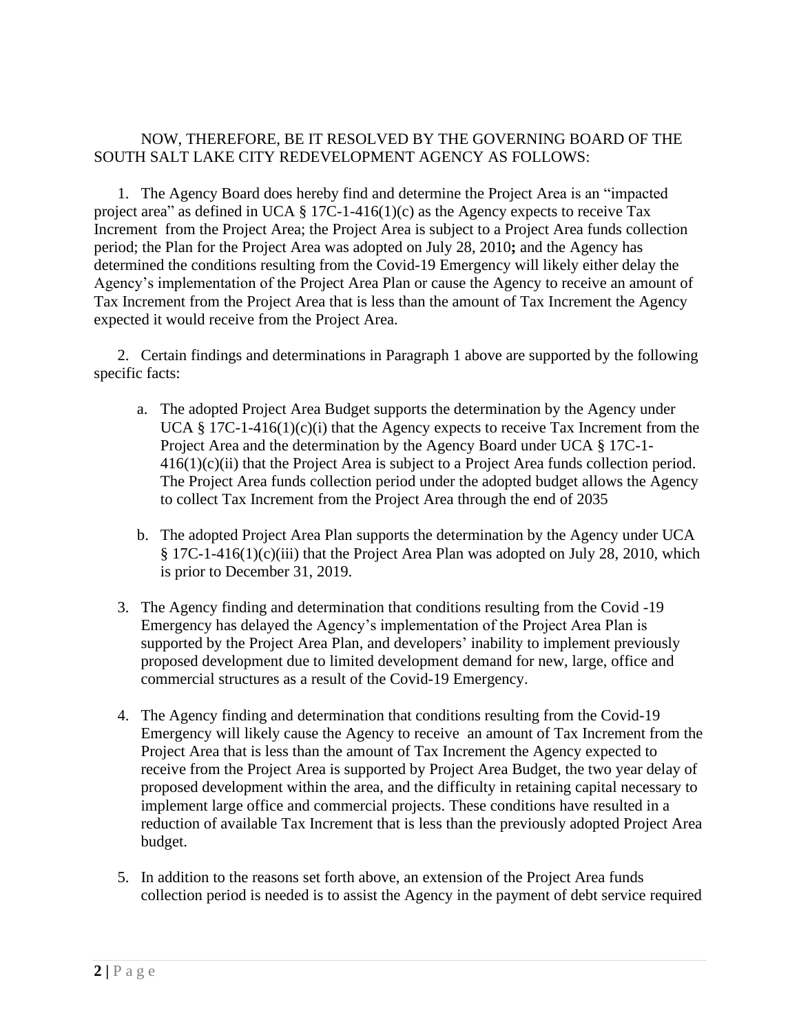NOW, THEREFORE, BE IT RESOLVED BY THE GOVERNING BOARD OF THE SOUTH SALT LAKE CITY REDEVELOPMENT AGENCY AS FOLLOWS:

1. The Agency Board does hereby find and determine the Project Area is an "impacted project area" as defined in UCA § 17C-1-416(1)(c) as the Agency expects to receive Tax Increment from the Project Area; the Project Area is subject to a Project Area funds collection period; the Plan for the Project Area was adopted on July 28, 2010**;** and the Agency has determined the conditions resulting from the Covid-19 Emergency will likely either delay the Agency's implementation of the Project Area Plan or cause the Agency to receive an amount of Tax Increment from the Project Area that is less than the amount of Tax Increment the Agency expected it would receive from the Project Area.

2. Certain findings and determinations in Paragraph 1 above are supported by the following specific facts:

   a. The adopted Project Area Budget supports the determination by the Agency under UCA § 17C-1-416(1)(c)(i) that the Agency expects to receive Tax Increment from the Project Area and the determination by the Agency Board under UCA § 17C-1-416(1)(c)(ii) that the Project Area is subject to a Project Area funds collection period. The Project Area funds collection period under the adopted budget allows the Agency to collect Tax Increment from the Project Area through the end of 2035

   b. The adopted Project Area Plan supports the determination by the Agency under UCA § 17C-1-416(1)(c)(iii) that the Project Area Plan was adopted on July 28, 2010, which is prior to December 31, 2019.

3. The Agency finding and determination that conditions resulting from the Covid -19 Emergency has delayed the Agency's implementation of the Project Area Plan is supported by the Project Area Plan, and developers' inability to implement previously proposed development due to limited development demand for new, large, office and commercial structures as a result of the Covid-19 Emergency.

4. The Agency finding and determination that conditions resulting from the Covid-19 Emergency will likely cause the Agency to receive an amount of Tax Increment from the Project Area that is less than the amount of Tax Increment the Agency expected to receive from the Project Area is supported by Project Area Budget, the two year delay of proposed development within the area, and the difficulty in retaining capital necessary to implement large office and commercial projects. These conditions have resulted in a reduction of available Tax Increment that is less than the previously adopted Project Area budget.

5. In addition to the reasons set forth above, an extension of the Project Area funds collection period is needed is to assist the Agency in the payment of debt service required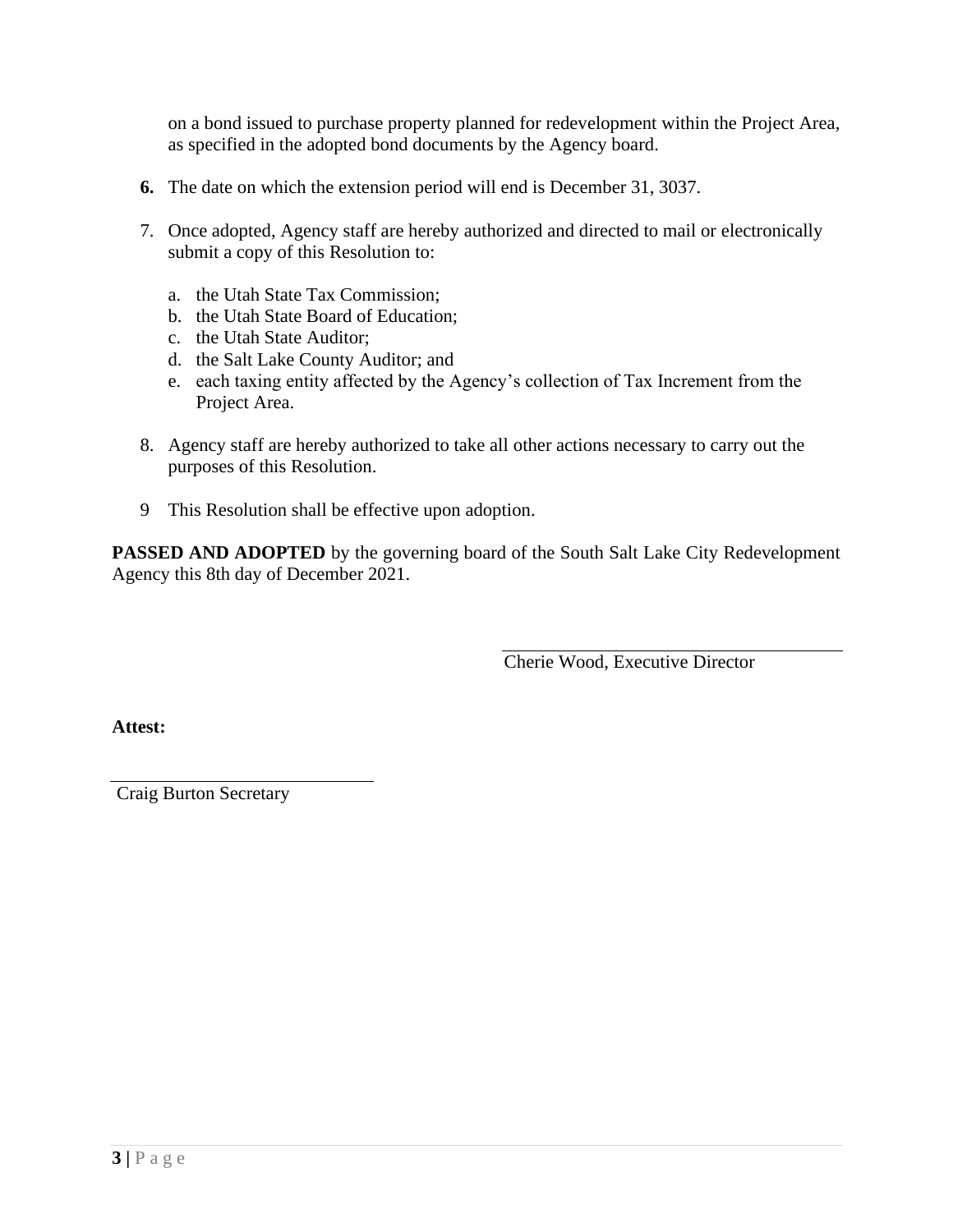on a bond issued to purchase property planned for redevelopment within the Project Area, as specified in the adopted bond documents by the Agency board.

**6.** The date on which the extension period will end is December 31, 3037.

7. Once adopted, Agency staff are hereby authorized and directed to mail or electronically submit a copy of this Resolution to:

   a. the Utah State Tax Commission;
   b. the Utah State Board of Education;
   c. the Utah State Auditor;
   d. the Salt Lake County Auditor; and
   e. each taxing entity affected by the Agency's collection of Tax Increment from the Project Area.

8. Agency staff are hereby authorized to take all other actions necessary to carry out the purposes of this Resolution.

9 This Resolution shall be effective upon adoption.

**PASSED AND ADOPTED** by the governing board of the South Salt Lake City Redevelopment Agency this 8th day of December 2021.

\_\_\_\_\_\_\_\_\_\_\_\_\_\_\_\_\_\_\_\_\_\_\_\_\_\_\_\_\_\_
Cherie Wood, Executive Director

**Attest:**

\_\_\_\_\_\_\_\_\_\_\_\_\_\_\_\_\_\_\_\_\_\_\_\_\_\_\_\_\_\_
Craig Burton Secretary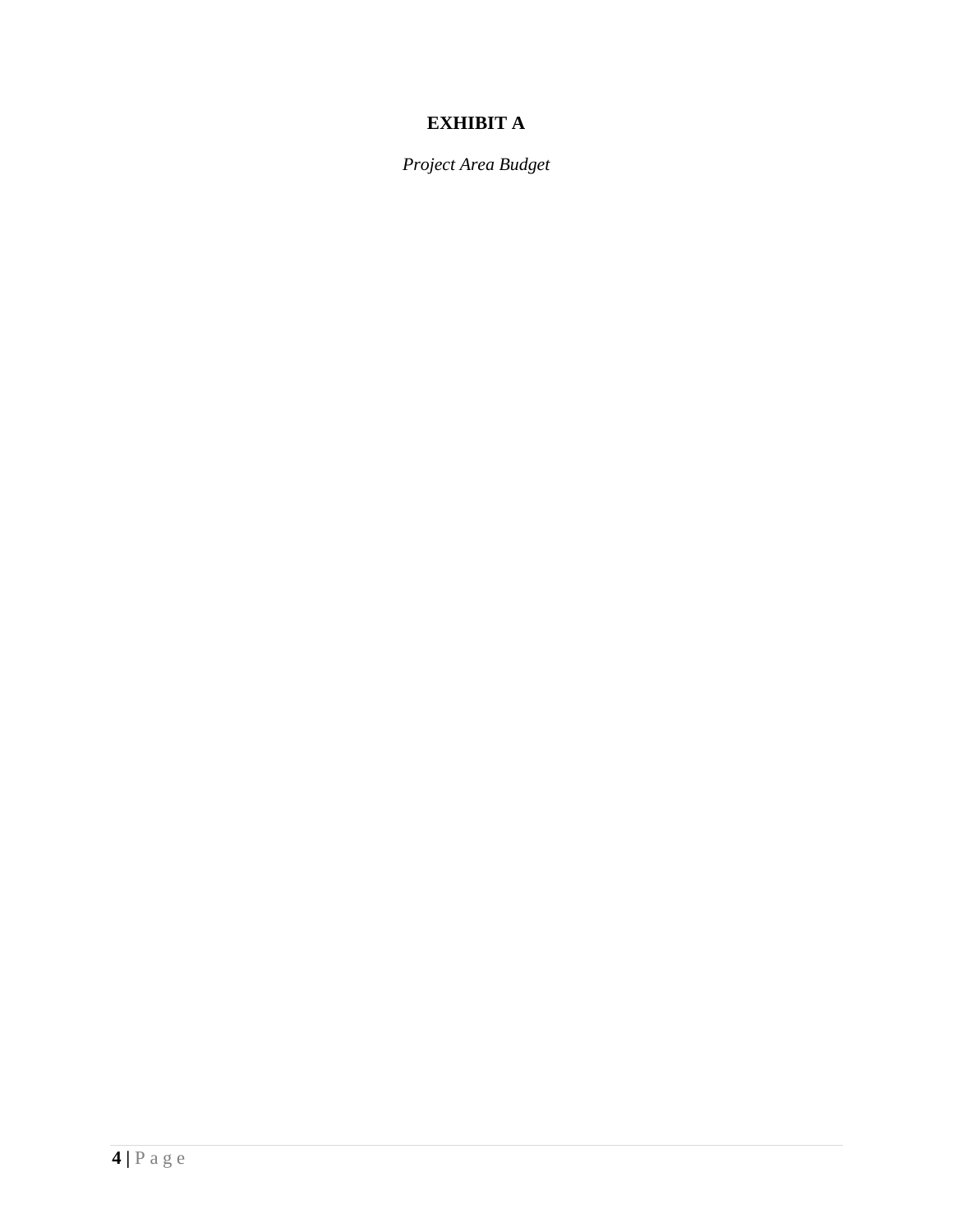# EXHIBIT A

*Project Area Budget*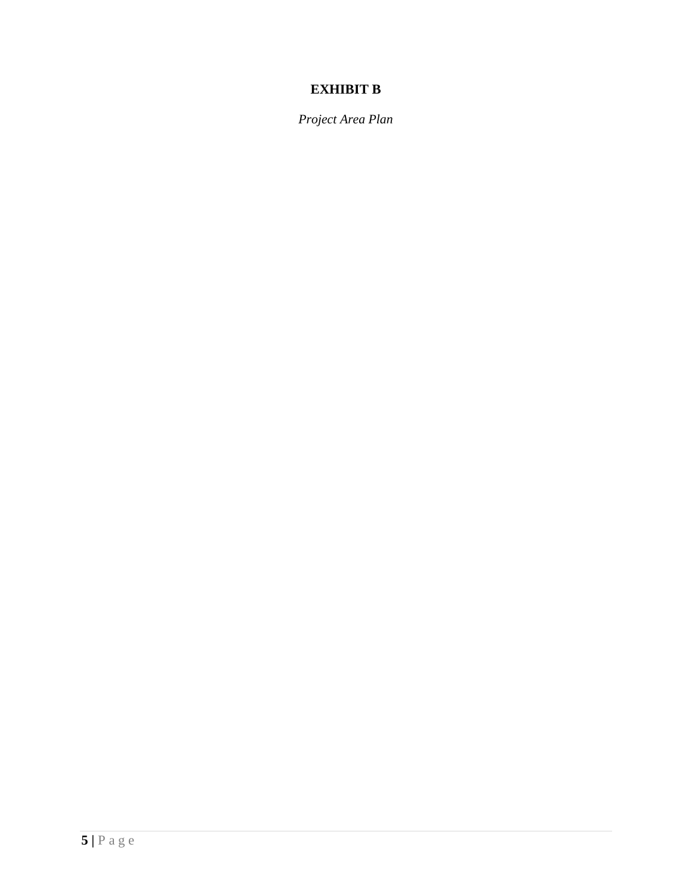**EXHIBIT B**

*Project Area Plan*